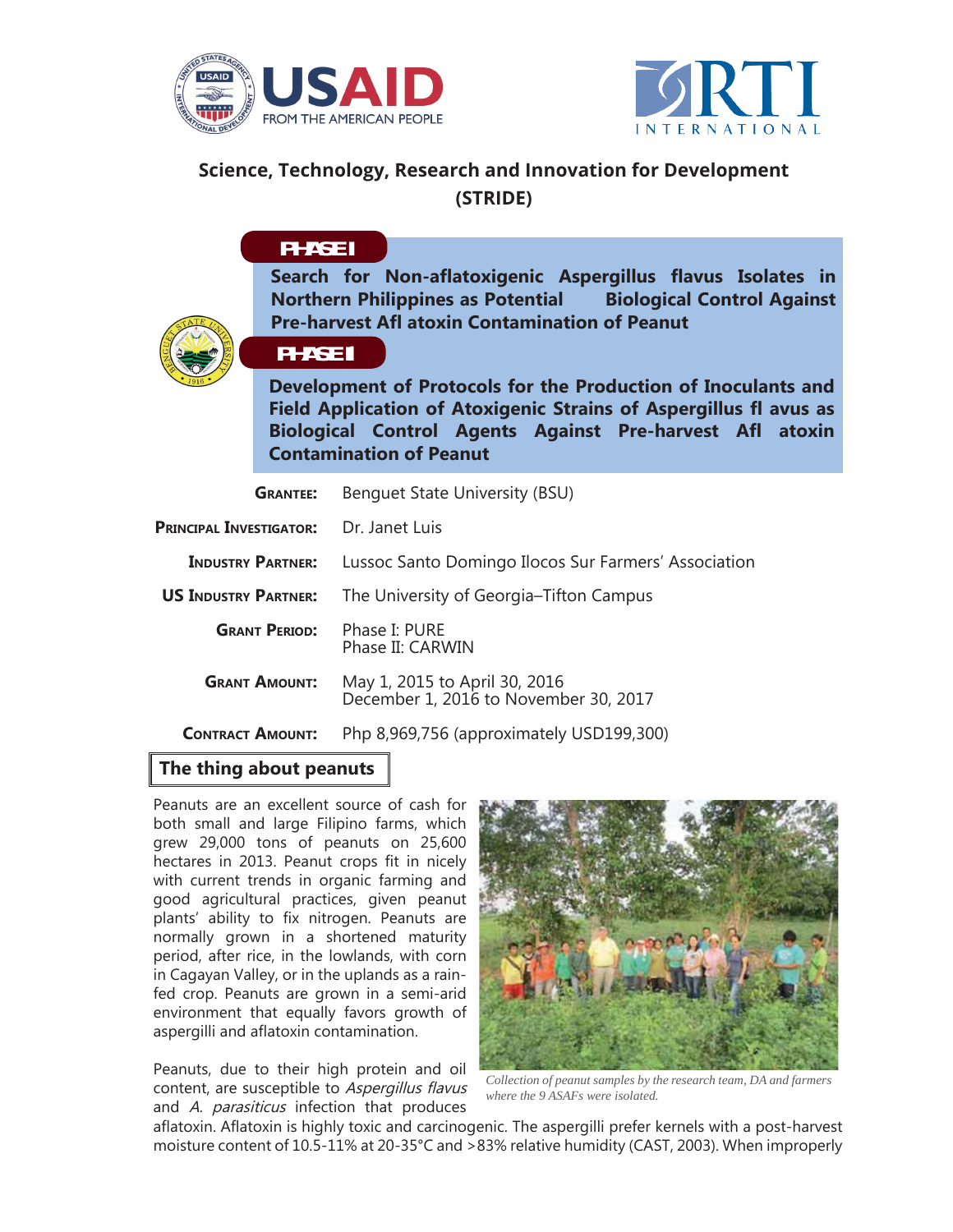# Science, Technology, Research and Innovation for Development (STRIDE)

**PHASE I**

**Search for Non-aflatoxigenic Aspergillus flavus Isolates in Northern Philippines as Potential Biological Control Against Pre-harvest Afl atoxin Contamination of Peanut**

**PHASE II**

**Development of Protocols for the Production of Inoculants and Field Application of Atoxigenic Strains of Aspergillus fl avus as Biological Control Agents Against Pre-harvest Afl atoxin Contamination of Peanut**

| | |
|---|---|
| **Grantee:** | Benguet State University (BSU) |
| **Principal Investigator:** | Dr. Janet Luis |
| **Industry Partner:** | Lussoc Santo Domingo Ilocos Sur Farmers' Association |
| **US Industry Partner:** | The University of Georgia–Tifton Campus |
| **Grant Period:** | Phase I: PURE<br>Phase II: CARWIN |
| **Grant Amount:** | May 1, 2015 to April 30, 2016<br>December 1, 2016 to November 30, 2017 |
| **Contract Amount:** | Php 8,969,756 (approximately USD199,300) |

## The thing about peanuts

Peanuts are an excellent source of cash for both small and large Filipino farms, which grew 29,000 tons of peanuts on 25,600 hectares in 2013. Peanut crops fit in nicely with current trends in organic farming and good agricultural practices, given peanut plants' ability to fix nitrogen. Peanuts are normally grown in a shortened maturity period, after rice, in the lowlands, with corn in Cagayan Valley, or in the uplands as a rain-fed crop. Peanuts are grown in a semi-arid environment that equally favors growth of aspergilli and aflatoxin contamination.

*Collection of peanut samples by the research team, DA and farmers where the 9 ASAFs were isolated.*

Peanuts, due to their high protein and oil content, are susceptible to *Aspergillus flavus* and *A. parasiticus* infection that produces aflatoxin. Aflatoxin is highly toxic and carcinogenic. The aspergilli prefer kernels with a post-harvest moisture content of 10.5-11% at 20-35°C and >83% relative humidity (CAST, 2003). When improperly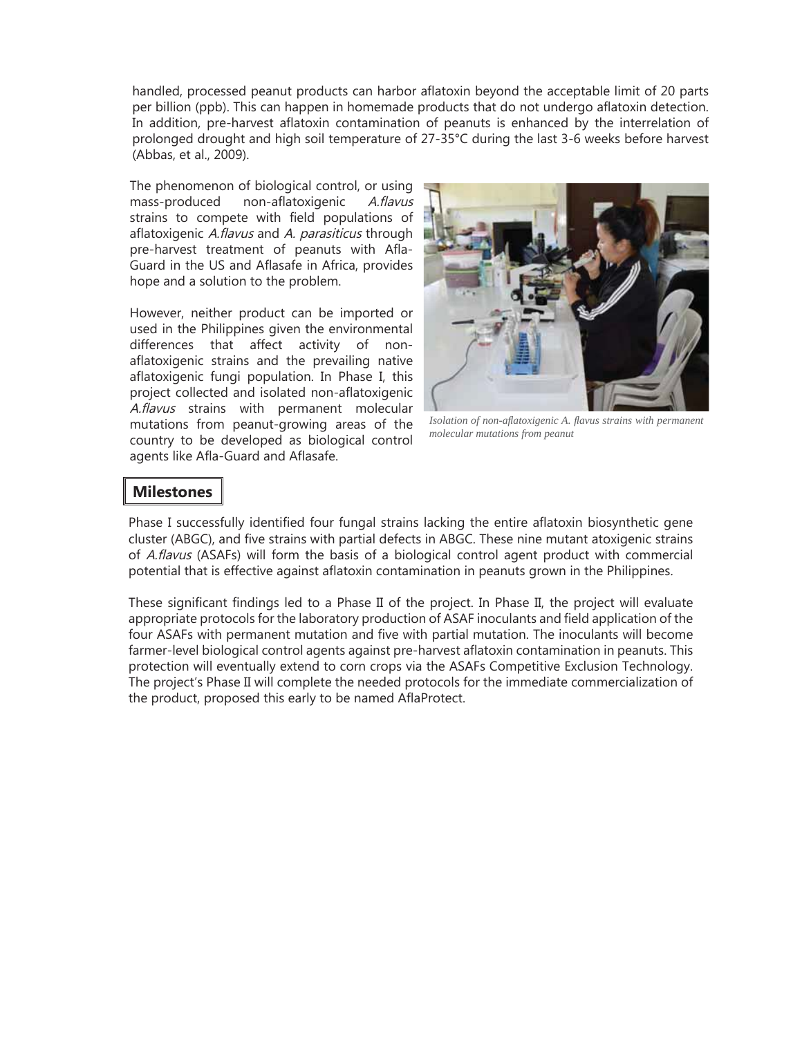handled, processed peanut products can harbor aflatoxin beyond the acceptable limit of 20 parts per billion (ppb). This can happen in homemade products that do not undergo aflatoxin detection. In addition, pre-harvest aflatoxin contamination of peanuts is enhanced by the interrelation of prolonged drought and high soil temperature of 27-35°C during the last 3-6 weeks before harvest (Abbas, et al., 2009).

The phenomenon of biological control, or using mass-produced non-aflatoxigenic *A.flavus* strains to compete with field populations of aflatoxigenic *A.flavus* and *A. parasiticus* through pre-harvest treatment of peanuts with Afla-Guard in the US and Aflasafe in Africa, provides hope and a solution to the problem.

However, neither product can be imported or used in the Philippines given the environmental differences that affect activity of non-aflatoxigenic strains and the prevailing native aflatoxigenic fungi population. In Phase I, this project collected and isolated non-aflatoxigenic *A.flavus* strains with permanent molecular mutations from peanut-growing areas of the country to be developed as biological control agents like Afla-Guard and Aflasafe.

*Isolation of non-aflatoxigenic A. flavus strains with permanent molecular mutations from peanut*

## Milestones

Phase I successfully identified four fungal strains lacking the entire aflatoxin biosynthetic gene cluster (ABGC), and five strains with partial defects in ABGC. These nine mutant atoxigenic strains of *A.flavus* (ASAFs) will form the basis of a biological control agent product with commercial potential that is effective against aflatoxin contamination in peanuts grown in the Philippines.

These significant findings led to a Phase II of the project. In Phase II, the project will evaluate appropriate protocols for the laboratory production of ASAF inoculants and field application of the four ASAFs with permanent mutation and five with partial mutation. The inoculants will become farmer-level biological control agents against pre-harvest aflatoxin contamination in peanuts. This protection will eventually extend to corn crops via the ASAFs Competitive Exclusion Technology. The project's Phase II will complete the needed protocols for the immediate commercialization of the product, proposed this early to be named AflaProtect.